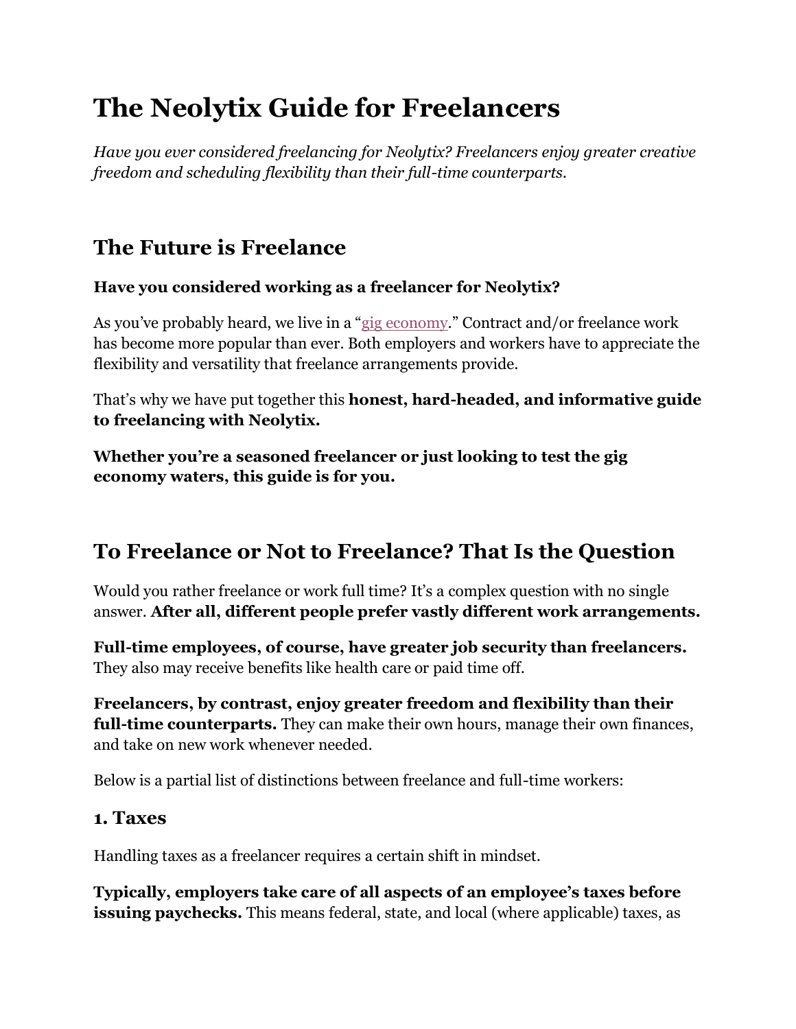# The Neolytix Guide for Freelancers

*Have you ever considered freelancing for Neolytix? Freelancers enjoy greater creative freedom and scheduling flexibility than their full-time counterparts.*

## The Future is Freelance

**Have you considered working as a freelancer for Neolytix?**

As you've probably heard, we live in a "gig economy." Contract and/or freelance work has become more popular than ever. Both employers and workers have to appreciate the flexibility and versatility that freelance arrangements provide.

That's why we have put together this **honest, hard-headed, and informative guide to freelancing with Neolytix.**

**Whether you're a seasoned freelancer or just looking to test the gig economy waters, this guide is for you.**

## To Freelance or Not to Freelance? That Is the Question

Would you rather freelance or work full time? It's a complex question with no single answer. **After all, different people prefer vastly different work arrangements.**

**Full-time employees, of course, have greater job security than freelancers.** They also may receive benefits like health care or paid time off.

**Freelancers, by contrast, enjoy greater freedom and flexibility than their full-time counterparts.** They can make their own hours, manage their own finances, and take on new work whenever needed.

Below is a partial list of distinctions between freelance and full-time workers:

### 1. Taxes

Handling taxes as a freelancer requires a certain shift in mindset.

**Typically, employers take care of all aspects of an employee's taxes before issuing paychecks.** This means federal, state, and local (where applicable) taxes, as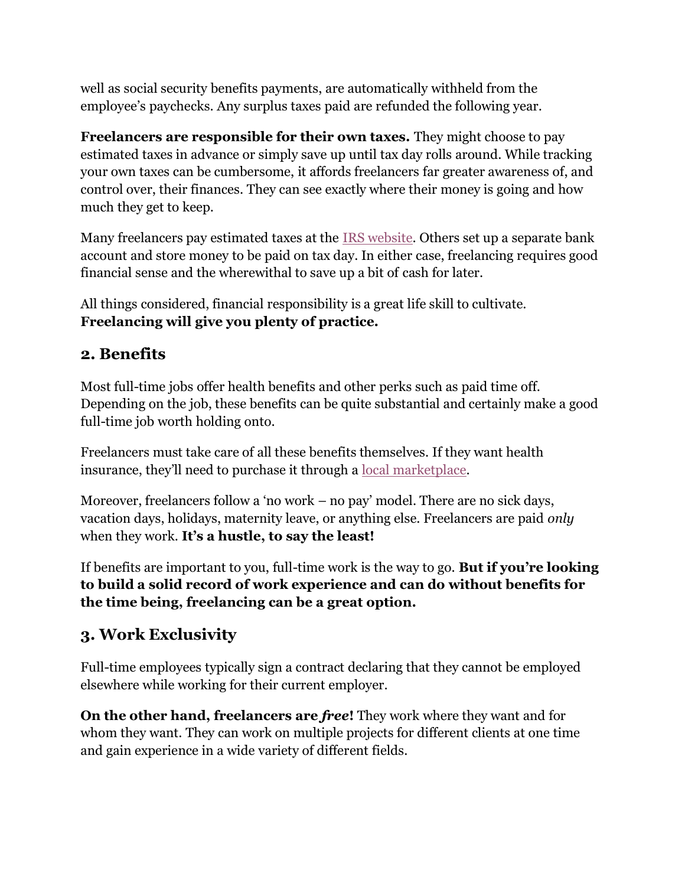well as social security benefits payments, are automatically withheld from the employee's paychecks. Any surplus taxes paid are refunded the following year.

**Freelancers are responsible for their own taxes.** They might choose to pay estimated taxes in advance or simply save up until tax day rolls around. While tracking your own taxes can be cumbersome, it affords freelancers far greater awareness of, and control over, their finances. They can see exactly where their money is going and how much they get to keep.

Many freelancers pay estimated taxes at the IRS website. Others set up a separate bank account and store money to be paid on tax day. In either case, freelancing requires good financial sense and the wherewithal to save up a bit of cash for later.

All things considered, financial responsibility is a great life skill to cultivate. **Freelancing will give you plenty of practice.**

## 2. Benefits

Most full-time jobs offer health benefits and other perks such as paid time off. Depending on the job, these benefits can be quite substantial and certainly make a good full-time job worth holding onto.

Freelancers must take care of all these benefits themselves. If they want health insurance, they'll need to purchase it through a local marketplace.

Moreover, freelancers follow a 'no work – no pay' model. There are no sick days, vacation days, holidays, maternity leave, or anything else. Freelancers are paid *only* when they work. **It's a hustle, to say the least!**

If benefits are important to you, full-time work is the way to go. **But if you're looking to build a solid record of work experience and can do without benefits for the time being, freelancing can be a great option.**

## 3. Work Exclusivity

Full-time employees typically sign a contract declaring that they cannot be employed elsewhere while working for their current employer.

**On the other hand, freelancers are *free*!** They work where they want and for whom they want. They can work on multiple projects for different clients at one time and gain experience in a wide variety of different fields.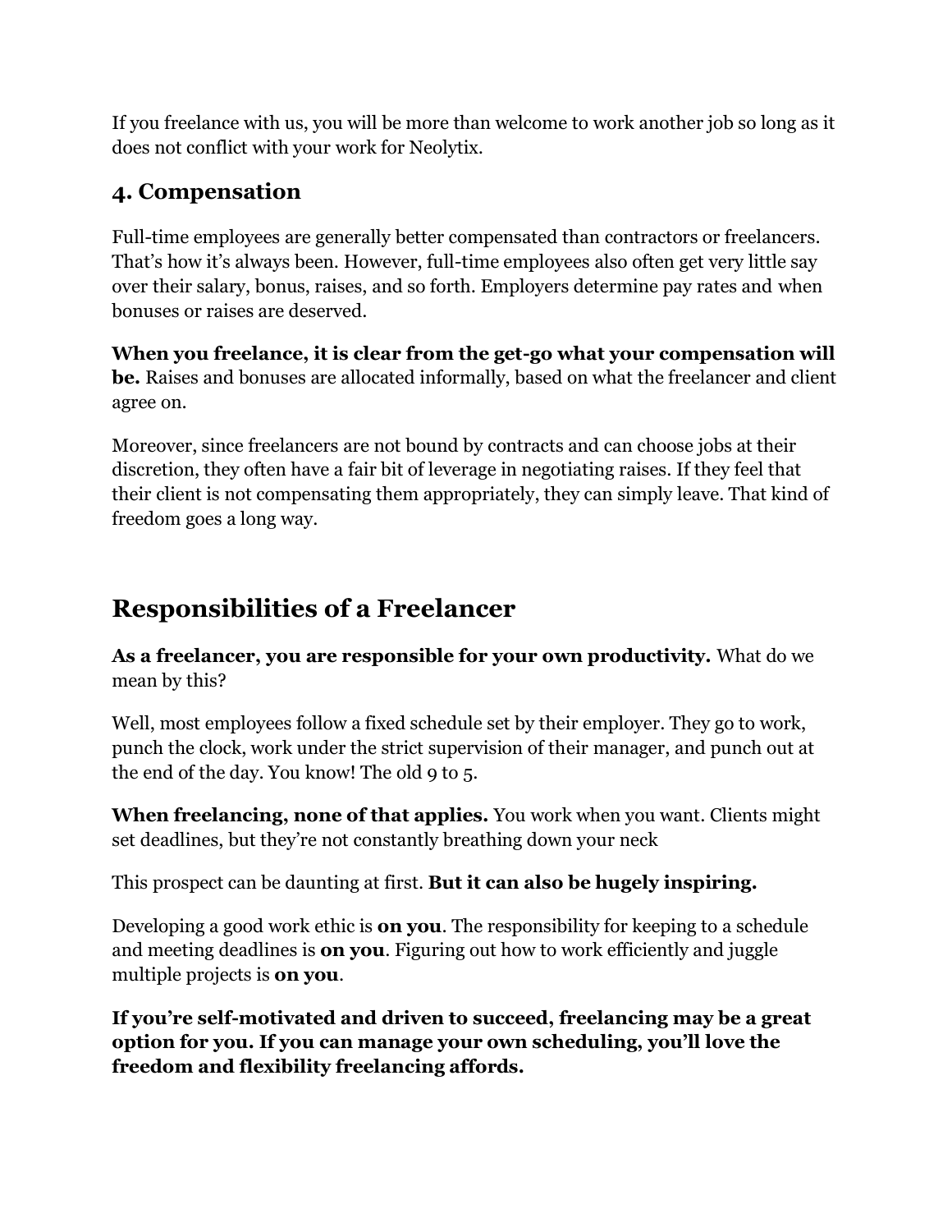If you freelance with us, you will be more than welcome to work another job so long as it does not conflict with your work for Neolytix.

### 4. Compensation

Full-time employees are generally better compensated than contractors or freelancers. That's how it's always been. However, full-time employees also often get very little say over their salary, bonus, raises, and so forth. Employers determine pay rates and when bonuses or raises are deserved.

**When you freelance, it is clear from the get-go what your compensation will be.** Raises and bonuses are allocated informally, based on what the freelancer and client agree on.

Moreover, since freelancers are not bound by contracts and can choose jobs at their discretion, they often have a fair bit of leverage in negotiating raises. If they feel that their client is not compensating them appropriately, they can simply leave. That kind of freedom goes a long way.

## Responsibilities of a Freelancer

**As a freelancer, you are responsible for your own productivity.** What do we mean by this?

Well, most employees follow a fixed schedule set by their employer. They go to work, punch the clock, work under the strict supervision of their manager, and punch out at the end of the day. You know! The old 9 to 5.

**When freelancing, none of that applies.** You work when you want. Clients might set deadlines, but they're not constantly breathing down your neck

This prospect can be daunting at first. **But it can also be hugely inspiring.**

Developing a good work ethic is **on you**. The responsibility for keeping to a schedule and meeting deadlines is **on you**. Figuring out how to work efficiently and juggle multiple projects is **on you**.

**If you're self-motivated and driven to succeed, freelancing may be a great option for you. If you can manage your own scheduling, you'll love the freedom and flexibility freelancing affords.**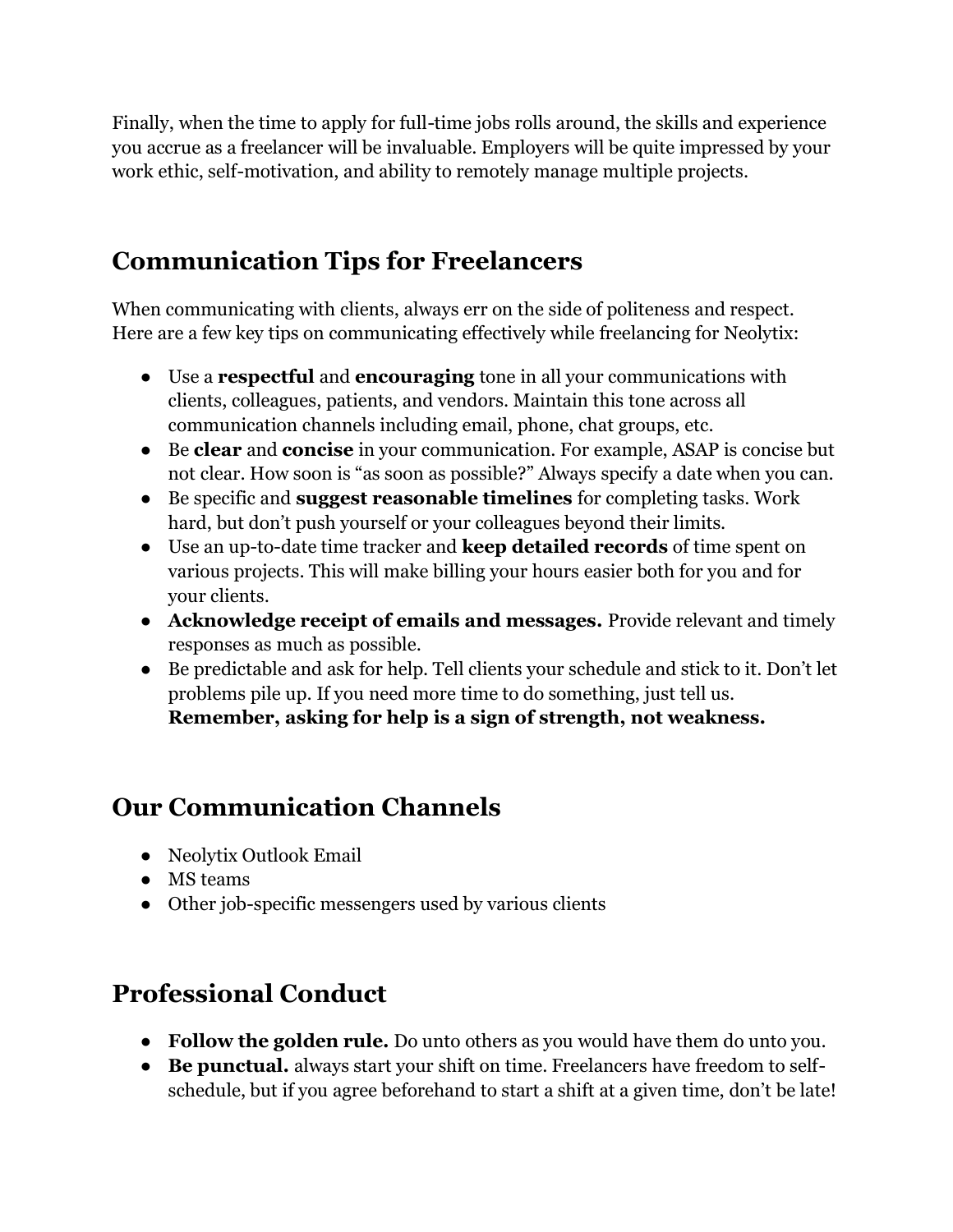Finally, when the time to apply for full-time jobs rolls around, the skills and experience you accrue as a freelancer will be invaluable. Employers will be quite impressed by your work ethic, self-motivation, and ability to remotely manage multiple projects.

## Communication Tips for Freelancers

When communicating with clients, always err on the side of politeness and respect. Here are a few key tips on communicating effectively while freelancing for Neolytix:

- Use a **respectful** and **encouraging** tone in all your communications with clients, colleagues, patients, and vendors. Maintain this tone across all communication channels including email, phone, chat groups, etc.
- Be **clear** and **concise** in your communication. For example, ASAP is concise but not clear. How soon is "as soon as possible?" Always specify a date when you can.
- Be specific and **suggest reasonable timelines** for completing tasks. Work hard, but don't push yourself or your colleagues beyond their limits.
- Use an up-to-date time tracker and **keep detailed records** of time spent on various projects. This will make billing your hours easier both for you and for your clients.
- **Acknowledge receipt of emails and messages.** Provide relevant and timely responses as much as possible.
- Be predictable and ask for help. Tell clients your schedule and stick to it. Don't let problems pile up. If you need more time to do something, just tell us. **Remember, asking for help is a sign of strength, not weakness.**

## Our Communication Channels

- Neolytix Outlook Email
- MS teams
- Other job-specific messengers used by various clients

## Professional Conduct

- **Follow the golden rule.** Do unto others as you would have them do unto you.
- **Be punctual.** always start your shift on time. Freelancers have freedom to self-schedule, but if you agree beforehand to start a shift at a given time, don't be late!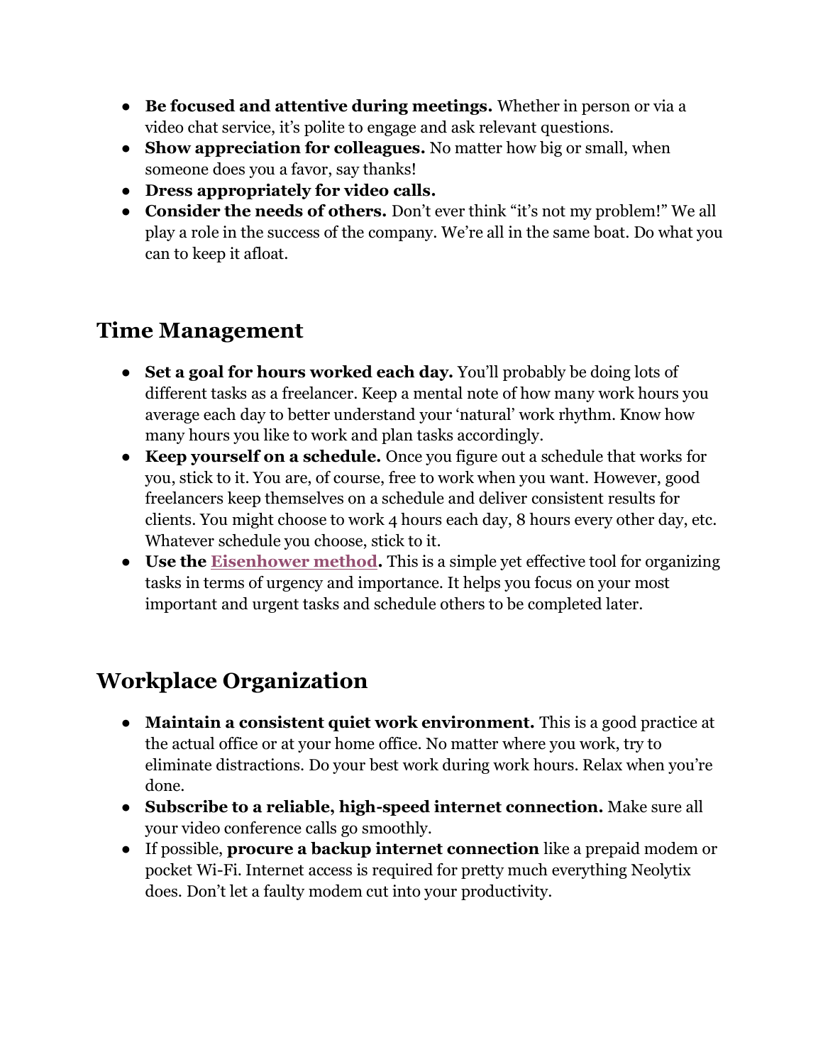- **Be focused and attentive during meetings.** Whether in person or via a video chat service, it's polite to engage and ask relevant questions.
- **Show appreciation for colleagues.** No matter how big or small, when someone does you a favor, say thanks!
- **Dress appropriately for video calls.**
- **Consider the needs of others.** Don't ever think "it's not my problem!" We all play a role in the success of the company. We're all in the same boat. Do what you can to keep it afloat.

## Time Management

- **Set a goal for hours worked each day.** You'll probably be doing lots of different tasks as a freelancer. Keep a mental note of how many work hours you average each day to better understand your 'natural' work rhythm. Know how many hours you like to work and plan tasks accordingly.
- **Keep yourself on a schedule.** Once you figure out a schedule that works for you, stick to it. You are, of course, free to work when you want. However, good freelancers keep themselves on a schedule and deliver consistent results for clients. You might choose to work 4 hours each day, 8 hours every other day, etc. Whatever schedule you choose, stick to it.
- **Use the Eisenhower method.** This is a simple yet effective tool for organizing tasks in terms of urgency and importance. It helps you focus on your most important and urgent tasks and schedule others to be completed later.

## Workplace Organization

- **Maintain a consistent quiet work environment.** This is a good practice at the actual office or at your home office. No matter where you work, try to eliminate distractions. Do your best work during work hours. Relax when you're done.
- **Subscribe to a reliable, high-speed internet connection.** Make sure all your video conference calls go smoothly.
- If possible, **procure a backup internet connection** like a prepaid modem or pocket Wi-Fi. Internet access is required for pretty much everything Neolytix does. Don't let a faulty modem cut into your productivity.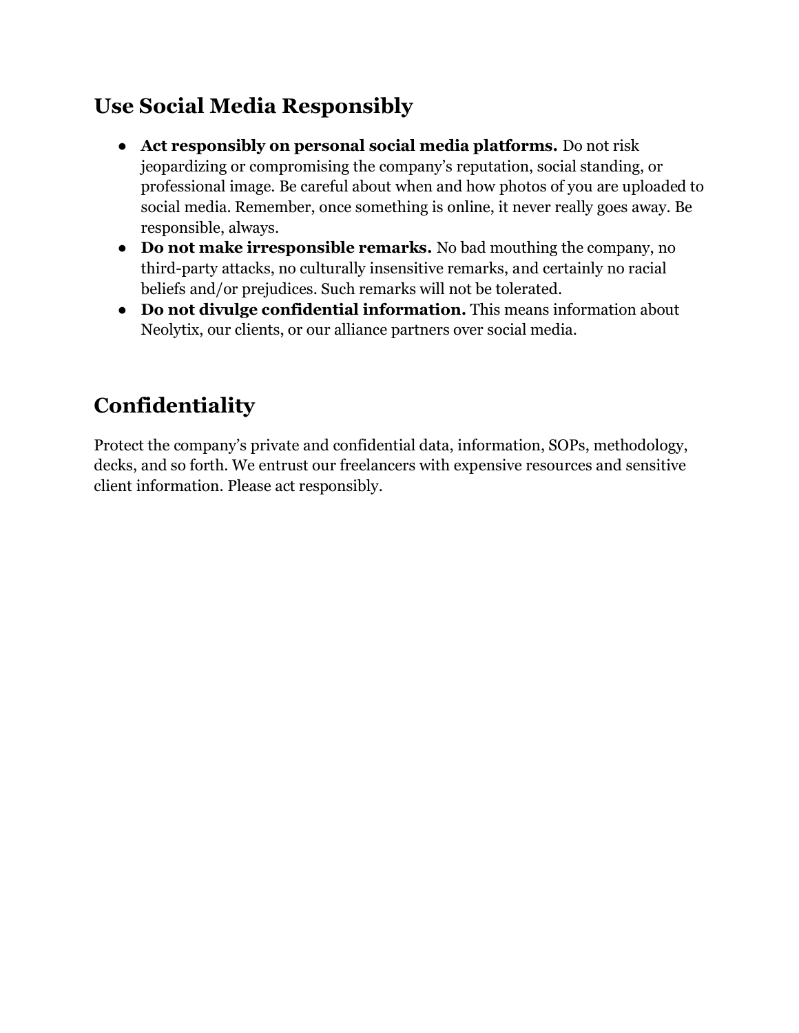## Use Social Media Responsibly

- **Act responsibly on personal social media platforms.** Do not risk jeopardizing or compromising the company's reputation, social standing, or professional image. Be careful about when and how photos of you are uploaded to social media. Remember, once something is online, it never really goes away. Be responsible, always.
- **Do not make irresponsible remarks.** No bad mouthing the company, no third-party attacks, no culturally insensitive remarks, and certainly no racial beliefs and/or prejudices. Such remarks will not be tolerated.
- **Do not divulge confidential information.** This means information about Neolytix, our clients, or our alliance partners over social media.

## Confidentiality

Protect the company's private and confidential data, information, SOPs, methodology, decks, and so forth. We entrust our freelancers with expensive resources and sensitive client information. Please act responsibly.